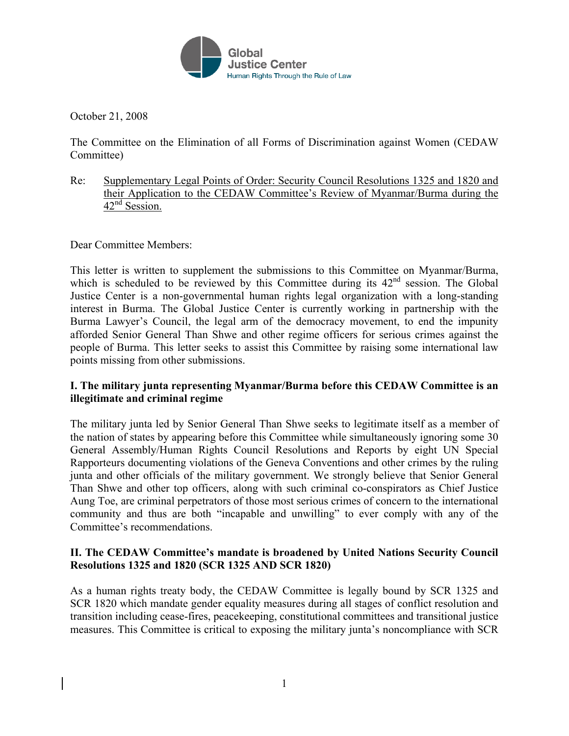Global Justice Center
Human Rights Through the Rule of Law

October 21, 2008

The Committee on the Elimination of all Forms of Discrimination against Women (CEDAW Committee)

Re: Supplementary Legal Points of Order: Security Council Resolutions 1325 and 1820 and their Application to the CEDAW Committee's Review of Myanmar/Burma during the 42nd Session.

Dear Committee Members:

This letter is written to supplement the submissions to this Committee on Myanmar/Burma, which is scheduled to be reviewed by this Committee during its 42nd session. The Global Justice Center is a non-governmental human rights legal organization with a long-standing interest in Burma. The Global Justice Center is currently working in partnership with the Burma Lawyer's Council, the legal arm of the democracy movement, to end the impunity afforded Senior General Than Shwe and other regime officers for serious crimes against the people of Burma. This letter seeks to assist this Committee by raising some international law points missing from other submissions.

## I. The military junta representing Myanmar/Burma before this CEDAW Committee is an illegitimate and criminal regime

The military junta led by Senior General Than Shwe seeks to legitimate itself as a member of the nation of states by appearing before this Committee while simultaneously ignoring some 30 General Assembly/Human Rights Council Resolutions and Reports by eight UN Special Rapporteurs documenting violations of the Geneva Conventions and other crimes by the ruling junta and other officials of the military government. We strongly believe that Senior General Than Shwe and other top officers, along with such criminal co-conspirators as Chief Justice Aung Toe, are criminal perpetrators of those most serious crimes of concern to the international community and thus are both "incapable and unwilling" to ever comply with any of the Committee's recommendations.

## II. The CEDAW Committee's mandate is broadened by United Nations Security Council Resolutions 1325 and 1820 (SCR 1325 AND SCR 1820)

As a human rights treaty body, the CEDAW Committee is legally bound by SCR 1325 and SCR 1820 which mandate gender equality measures during all stages of conflict resolution and transition including cease-fires, peacekeeping, constitutional committees and transitional justice measures. This Committee is critical to exposing the military junta's noncompliance with SCR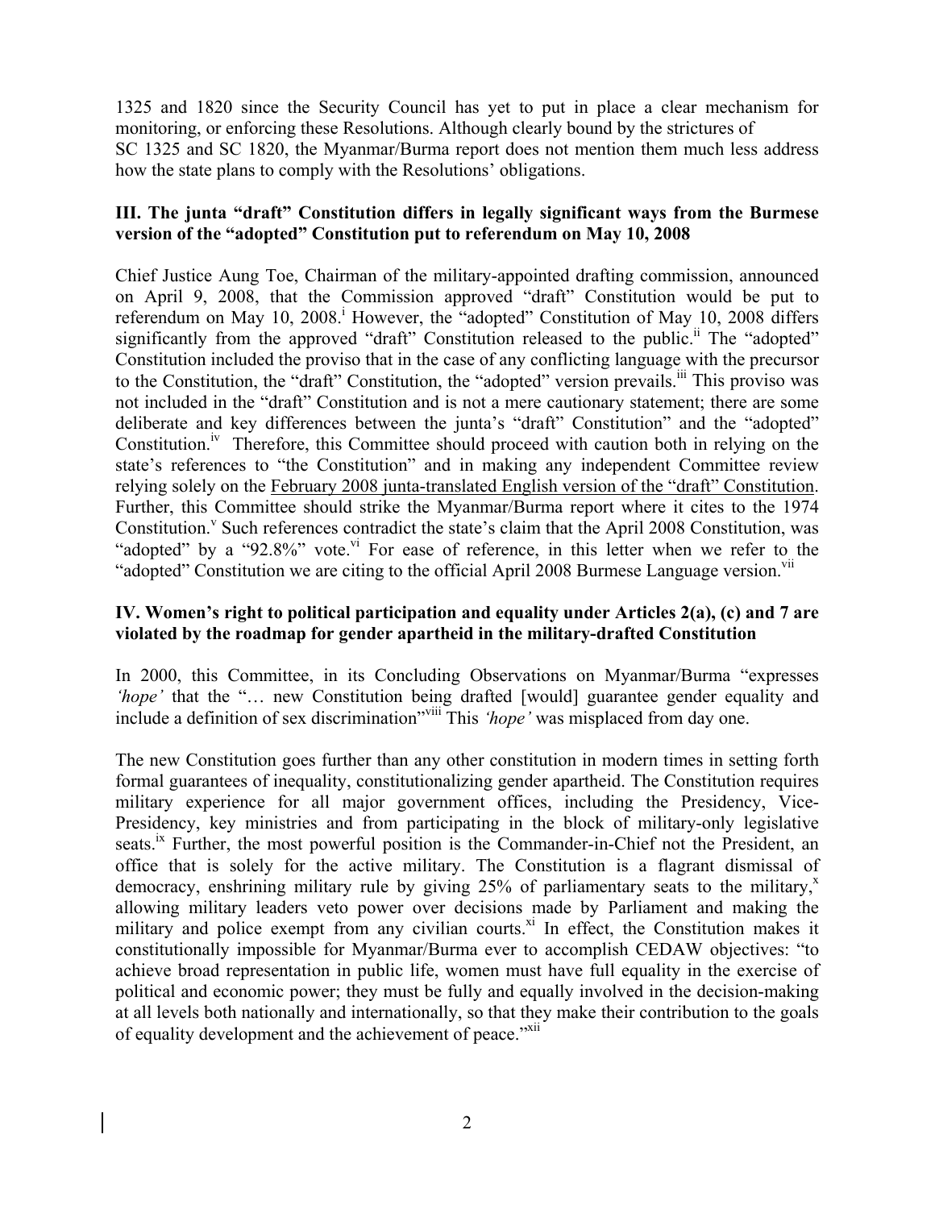1325 and 1820 since the Security Council has yet to put in place a clear mechanism for monitoring, or enforcing these Resolutions. Although clearly bound by the strictures of SC 1325 and SC 1820, the Myanmar/Burma report does not mention them much less address how the state plans to comply with the Resolutions' obligations.

### III. The junta "draft" Constitution differs in legally significant ways from the Burmese version of the "adopted" Constitution put to referendum on May 10, 2008

Chief Justice Aung Toe, Chairman of the military-appointed drafting commission, announced on April 9, 2008, that the Commission approved "draft" Constitution would be put to referendum on May 10, 2008.[i] However, the "adopted" Constitution of May 10, 2008 differs significantly from the approved "draft" Constitution released to the public.[ii] The "adopted" Constitution included the proviso that in the case of any conflicting language with the precursor to the Constitution, the "draft" Constitution, the "adopted" version prevails.[iii] This proviso was not included in the "draft" Constitution and is not a mere cautionary statement; there are some deliberate and key differences between the junta's "draft" Constitution" and the "adopted" Constitution.[iv] Therefore, this Committee should proceed with caution both in relying on the state's references to "the Constitution" and in making any independent Committee review relying solely on the <u>February 2008 junta-translated English version of the "draft" Constitution</u>. Further, this Committee should strike the Myanmar/Burma report where it cites to the 1974 Constitution.[v] Such references contradict the state's claim that the April 2008 Constitution, was "adopted" by a "92.8%" vote.[vi] For ease of reference, in this letter when we refer to the "adopted" Constitution we are citing to the official April 2008 Burmese Language version.[vii]

### IV. Women's right to political participation and equality under Articles 2(a), (c) and 7 are violated by the roadmap for gender apartheid in the military-drafted Constitution

In 2000, this Committee, in its Concluding Observations on Myanmar/Burma "expresses *'hope'* that the "… new Constitution being drafted [would] guarantee gender equality and include a definition of sex discrimination"[viii] This *'hope'* was misplaced from day one.

The new Constitution goes further than any other constitution in modern times in setting forth formal guarantees of inequality, constitutionalizing gender apartheid. The Constitution requires military experience for all major government offices, including the Presidency, Vice-Presidency, key ministries and from participating in the block of military-only legislative seats.[ix] Further, the most powerful position is the Commander-in-Chief not the President, an office that is solely for the active military. The Constitution is a flagrant dismissal of democracy, enshrining military rule by giving 25% of parliamentary seats to the military,[x] allowing military leaders veto power over decisions made by Parliament and making the military and police exempt from any civilian courts.[xi] In effect, the Constitution makes it constitutionally impossible for Myanmar/Burma ever to accomplish CEDAW objectives: "to achieve broad representation in public life, women must have full equality in the exercise of political and economic power; they must be fully and equally involved in the decision-making at all levels both nationally and internationally, so that they make their contribution to the goals of equality development and the achievement of peace."[xii]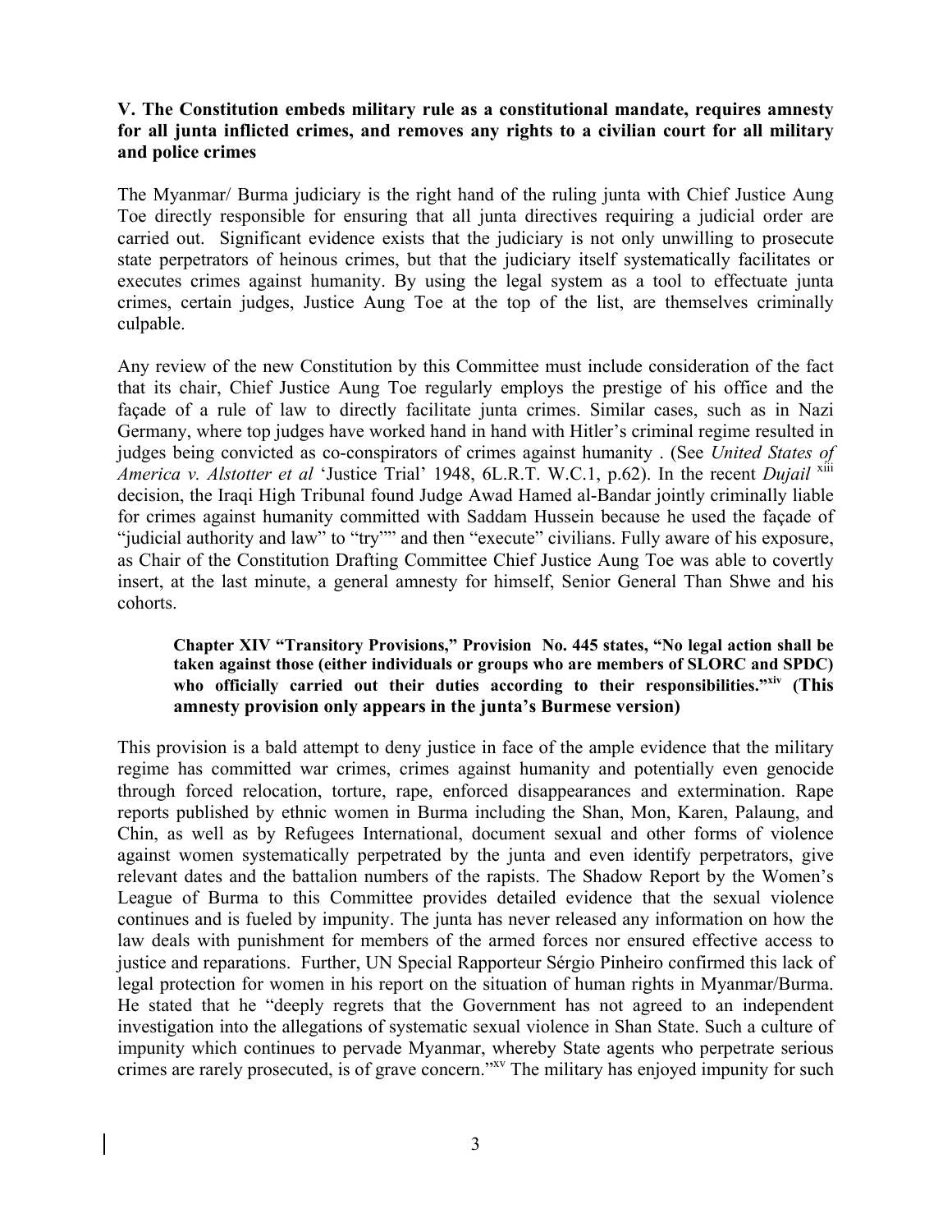### V. The Constitution embeds military rule as a constitutional mandate, requires amnesty for all junta inflicted crimes, and removes any rights to a civilian court for all military and police crimes

The Myanmar/ Burma judiciary is the right hand of the ruling junta with Chief Justice Aung Toe directly responsible for ensuring that all junta directives requiring a judicial order are carried out. Significant evidence exists that the judiciary is not only unwilling to prosecute state perpetrators of heinous crimes, but that the judiciary itself systematically facilitates or executes crimes against humanity. By using the legal system as a tool to effectuate junta crimes, certain judges, Justice Aung Toe at the top of the list, are themselves criminally culpable.

Any review of the new Constitution by this Committee must include consideration of the fact that its chair, Chief Justice Aung Toe regularly employs the prestige of his office and the façade of a rule of law to directly facilitate junta crimes. Similar cases, such as in Nazi Germany, where top judges have worked hand in hand with Hitler's criminal regime resulted in judges being convicted as co-conspirators of crimes against humanity . (See *United States of America v. Alstotter et al* 'Justice Trial' 1948, 6L.R.T. W.C.1, p.62). In the recent *Dujail* [xiii] decision, the Iraqi High Tribunal found Judge Awad Hamed al-Bandar jointly criminally liable for crimes against humanity committed with Saddam Hussein because he used the façade of "judicial authority and law" to "try"" and then "execute" civilians. Fully aware of his exposure, as Chair of the Constitution Drafting Committee Chief Justice Aung Toe was able to covertly insert, at the last minute, a general amnesty for himself, Senior General Than Shwe and his cohorts.

> **Chapter XIV "Transitory Provisions," Provision No. 445 states, "No legal action shall be taken against those (either individuals or groups who are members of SLORC and SPDC) who officially carried out their duties according to their responsibilities."[xiv] (This amnesty provision only appears in the junta's Burmese version)**

This provision is a bald attempt to deny justice in face of the ample evidence that the military regime has committed war crimes, crimes against humanity and potentially even genocide through forced relocation, torture, rape, enforced disappearances and extermination. Rape reports published by ethnic women in Burma including the Shan, Mon, Karen, Palaung, and Chin, as well as by Refugees International, document sexual and other forms of violence against women systematically perpetrated by the junta and even identify perpetrators, give relevant dates and the battalion numbers of the rapists. The Shadow Report by the Women's League of Burma to this Committee provides detailed evidence that the sexual violence continues and is fueled by impunity. The junta has never released any information on how the law deals with punishment for members of the armed forces nor ensured effective access to justice and reparations. Further, UN Special Rapporteur Sérgio Pinheiro confirmed this lack of legal protection for women in his report on the situation of human rights in Myanmar/Burma. He stated that he "deeply regrets that the Government has not agreed to an independent investigation into the allegations of systematic sexual violence in Shan State. Such a culture of impunity which continues to pervade Myanmar, whereby State agents who perpetrate serious crimes are rarely prosecuted, is of grave concern."[xv] The military has enjoyed impunity for such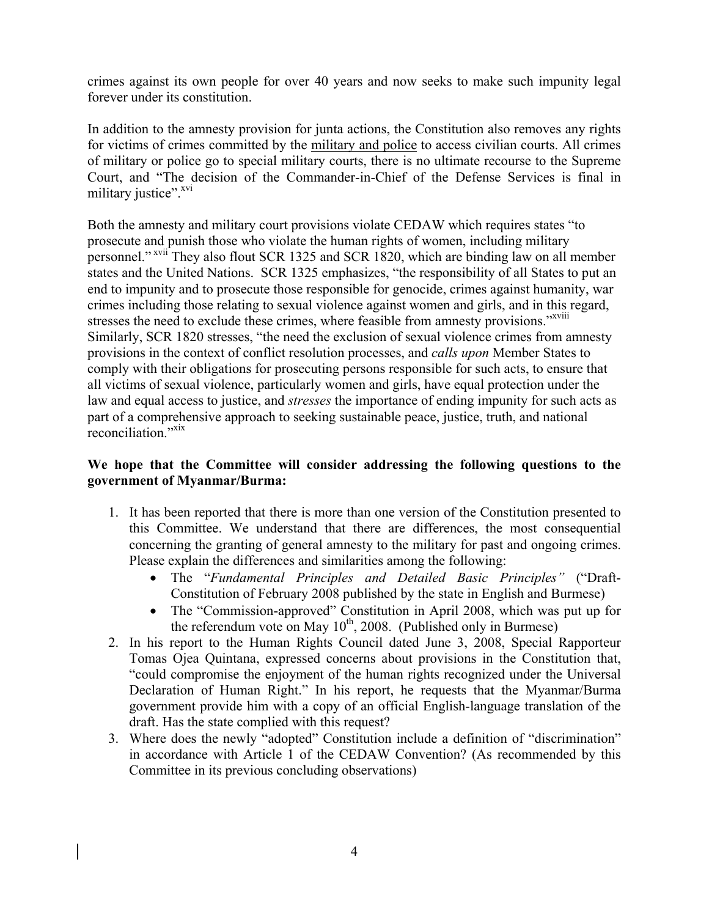crimes against its own people for over 40 years and now seeks to make such impunity legal forever under its constitution.

In addition to the amnesty provision for junta actions, the Constitution also removes any rights for victims of crimes committed by the military and police to access civilian courts. All crimes of military or police go to special military courts, there is no ultimate recourse to the Supreme Court, and "The decision of the Commander-in-Chief of the Defense Services is final in military justice".[xvi]

Both the amnesty and military court provisions violate CEDAW which requires states "to prosecute and punish those who violate the human rights of women, including military personnel."[xvii] They also flout SCR 1325 and SCR 1820, which are binding law on all member states and the United Nations. SCR 1325 emphasizes, "the responsibility of all States to put an end to impunity and to prosecute those responsible for genocide, crimes against humanity, war crimes including those relating to sexual violence against women and girls, and in this regard, stresses the need to exclude these crimes, where feasible from amnesty provisions."[xviii] Similarly, SCR 1820 stresses, "the need the exclusion of sexual violence crimes from amnesty provisions in the context of conflict resolution processes, and *calls upon* Member States to comply with their obligations for prosecuting persons responsible for such acts, to ensure that all victims of sexual violence, particularly women and girls, have equal protection under the law and equal access to justice, and *stresses* the importance of ending impunity for such acts as part of a comprehensive approach to seeking sustainable peace, justice, truth, and national reconciliation."[xix]

**We hope that the Committee will consider addressing the following questions to the government of Myanmar/Burma:**

1. It has been reported that there is more than one version of the Constitution presented to this Committee. We understand that there are differences, the most consequential concerning the granting of general amnesty to the military for past and ongoing crimes. Please explain the differences and similarities among the following:
   - The "*Fundamental Principles and Detailed Basic Principles"* ("Draft-Constitution of February 2008 published by the state in English and Burmese)
   - The "Commission-approved" Constitution in April 2008, which was put up for the referendum vote on May 10th, 2008. (Published only in Burmese)
2. In his report to the Human Rights Council dated June 3, 2008, Special Rapporteur Tomas Ojea Quintana, expressed concerns about provisions in the Constitution that, "could compromise the enjoyment of the human rights recognized under the Universal Declaration of Human Right." In his report, he requests that the Myanmar/Burma government provide him with a copy of an official English-language translation of the draft. Has the state complied with this request?
3. Where does the newly "adopted" Constitution include a definition of "discrimination" in accordance with Article 1 of the CEDAW Convention? (As recommended by this Committee in its previous concluding observations)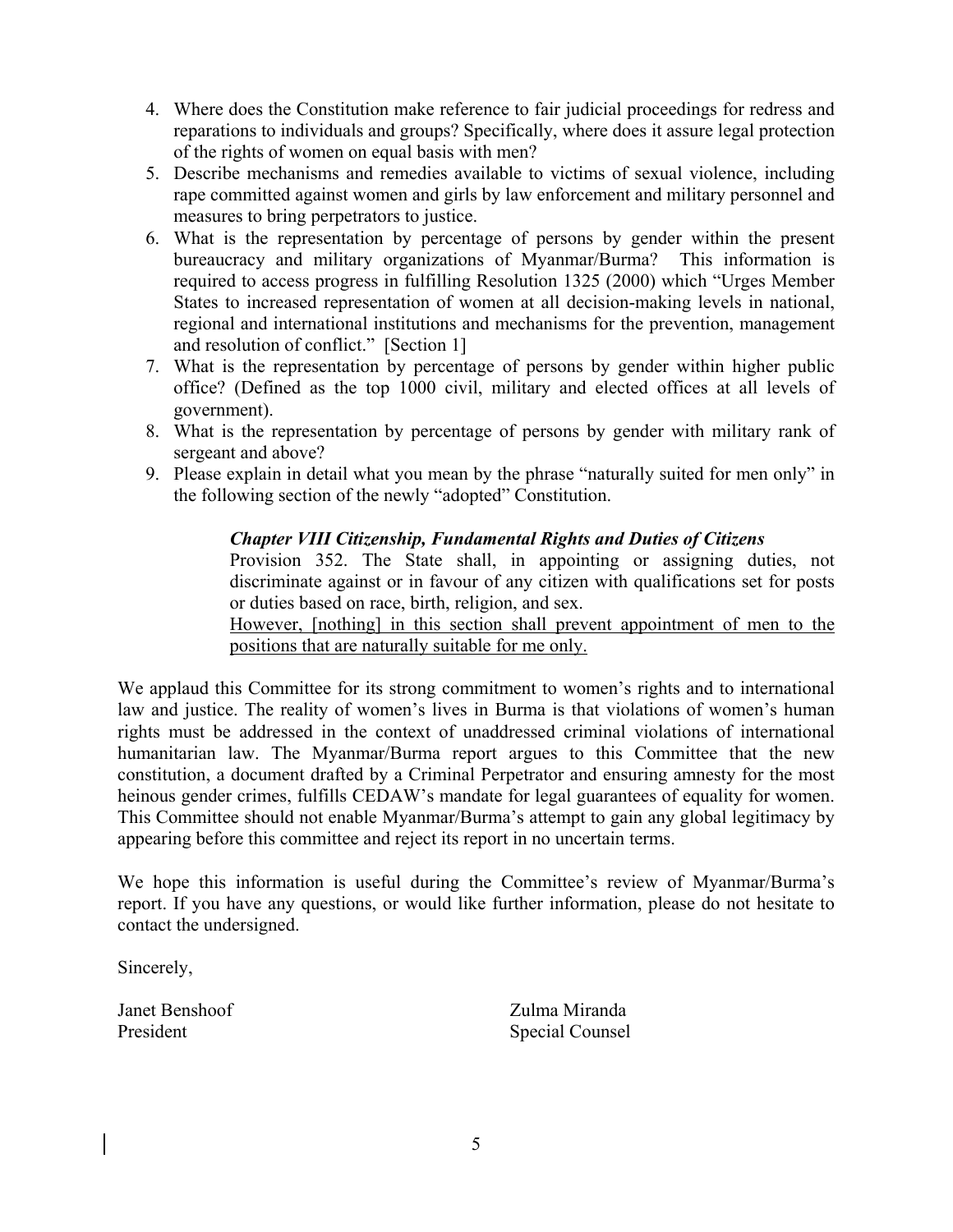4. Where does the Constitution make reference to fair judicial proceedings for redress and reparations to individuals and groups? Specifically, where does it assure legal protection of the rights of women on equal basis with men?
5. Describe mechanisms and remedies available to victims of sexual violence, including rape committed against women and girls by law enforcement and military personnel and measures to bring perpetrators to justice.
6. What is the representation by percentage of persons by gender within the present bureaucracy and military organizations of Myanmar/Burma? This information is required to access progress in fulfilling Resolution 1325 (2000) which "Urges Member States to increased representation of women at all decision-making levels in national, regional and international institutions and mechanisms for the prevention, management and resolution of conflict." [Section 1]
7. What is the representation by percentage of persons by gender within higher public office? (Defined as the top 1000 civil, military and elected offices at all levels of government).
8. What is the representation by percentage of persons by gender with military rank of sergeant and above?
9. Please explain in detail what you mean by the phrase "naturally suited for men only" in the following section of the newly "adopted" Constitution.

> ***Chapter VIII Citizenship, Fundamental Rights and Duties of Citizens***
>
> Provision 352. The State shall, in appointing or assigning duties, not discriminate against or in favour of any citizen with qualifications set for posts or duties based on race, birth, religion, and sex.
>
> <u>However, [nothing] in this section shall prevent appointment of men to the positions that are naturally suitable for me only.</u>

We applaud this Committee for its strong commitment to women's rights and to international law and justice. The reality of women's lives in Burma is that violations of women's human rights must be addressed in the context of unaddressed criminal violations of international humanitarian law. The Myanmar/Burma report argues to this Committee that the new constitution, a document drafted by a Criminal Perpetrator and ensuring amnesty for the most heinous gender crimes, fulfills CEDAW's mandate for legal guarantees of equality for women. This Committee should not enable Myanmar/Burma's attempt to gain any global legitimacy by appearing before this committee and reject its report in no uncertain terms.

We hope this information is useful during the Committee's review of Myanmar/Burma's report. If you have any questions, or would like further information, please do not hesitate to contact the undersigned.

Sincerely,

Janet Benshoof
President

Zulma Miranda
Special Counsel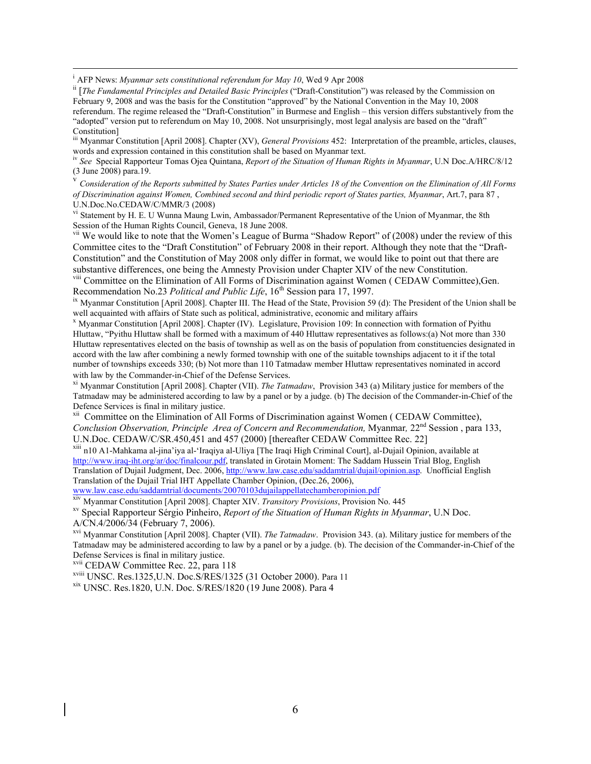[i] AFP News: *Myanmar sets constitutional referendum for May 10*, Wed 9 Apr 2008

[ii] [*The Fundamental Principles and Detailed Basic Principles* ("Draft-Constitution") was released by the Commission on February 9, 2008 and was the basis for the Constitution "approved" by the National Convention in the May 10, 2008 referendum. The regime released the "Draft-Constitution" in Burmese and English – this version differs substantively from the "adopted" version put to referendum on May 10, 2008. Not unsurprisingly, most legal analysis are based on the "draft" Constitution]

[iii] Myanmar Constitution [April 2008]. Chapter (XV), *General Provisions* 452: Interpretation of the preamble, articles, clauses, words and expression contained in this constitution shall be based on Myanmar text.

[iv] *See* Special Rapporteur Tomas Ojea Quintana, *Report of the Situation of Human Rights in Myanmar*, U.N Doc.A/HRC/8/12 (3 June 2008) para.19.

[v] *Consideration of the Reports submitted by States Parties under Articles 18 of the Convention on the Elimination of All Forms of Discrimination against Women, Combined second and third periodic report of States parties, Myanmar*, Art.7, para 87 , U.N.Doc.No.CEDAW/C/MMR/3 (2008)

[vi] Statement by H. E. U Wunna Maung Lwin, Ambassador/Permanent Representative of the Union of Myanmar, the 8th Session of the Human Rights Council, Geneva, 18 June 2008.

[vii] We would like to note that the Women's League of Burma "Shadow Report" of (2008) under the review of this Committee cites to the "Draft Constitution" of February 2008 in their report. Although they note that the "Draft-Constitution" and the Constitution of May 2008 only differ in format, we would like to point out that there are substantive differences, one being the Amnesty Provision under Chapter XIV of the new Constitution.

[viii] Committee on the Elimination of All Forms of Discrimination against Women ( CEDAW Committee),Gen. Recommendation No.23 *Political and Public Life*, 16th Session para 17, 1997.

[ix] Myanmar Constitution [April 2008]. Chapter III. The Head of the State, Provision 59 (d): The President of the Union shall be well acquainted with affairs of State such as political, administrative, economic and military affairs

[x] Myanmar Constitution [April 2008]. Chapter (IV). Legislature, Provision 109: In connection with formation of Pyithu Hluttaw, "Pyithu Hluttaw shall be formed with a maximum of 440 Hluttaw representatives as follows:(a) Not more than 330 Hluttaw representatives elected on the basis of township as well as on the basis of population from constituencies designated in accord with the law after combining a newly formed township with one of the suitable townships adjacent to it if the total number of townships exceeds 330; (b) Not more than 110 Tatmadaw member Hluttaw representatives nominated in accord with law by the Commander-in-Chief of the Defense Services.

[xi] Myanmar Constitution [April 2008]. Chapter (VII). *The Tatmadaw*, Provision 343 (a) Military justice for members of the Tatmadaw may be administered according to law by a panel or by a judge. (b) The decision of the Commander-in-Chief of the Defence Services is final in military justice.

[xii] Committee on the Elimination of All Forms of Discrimination against Women ( CEDAW Committee), *Conclusion Observation, Principle Area of Concern and Recommendation,* Myanmar*,* 22nd Session , para 133, U.N.Doc. CEDAW/C/SR.450,451 and 457 (2000) [thereafter CEDAW Committee Rec. 22]

[xiii] n10 A1-Mahkama al-jina'iya al-'Iraqiya al-Uliya [The Iraqi High Criminal Court], al-Dujail Opinion, available at http://www.iraq-iht.org/ar/doc/finalcour.pdf, translated in Grotain Moment: The Saddam Hussein Trial Blog, English Translation of Dujail Judgment, Dec. 2006, http://www.law.case.edu/saddamtrial/dujail/opinion.asp. Unofficial English Translation of the Dujail Trial IHT Appellate Chamber Opinion, (Dec.26, 2006), www.law.case.edu/saddamtrial/documents/20070103dujailappellatechamberopinion.pdf

[xiv] Myanmar Constitution [April 2008]. Chapter XIV. *Transitory Provisions*, Provision No. 445

[xv] Special Rapporteur Sérgio Pinheiro, *Report of the Situation of Human Rights in Myanmar*, U.N Doc. A/CN.4/2006/34 (February 7, 2006).

[xvi] Myanmar Constitution [April 2008]. Chapter (VII). *The Tatmadaw*. Provision 343. (a). Military justice for members of the Tatmadaw may be administered according to law by a panel or by a judge. (b). The decision of the Commander-in-Chief of the Defense Services is final in military justice.

[xvii] CEDAW Committee Rec. 22, para 118

[xviii] UNSC. Res.1325,U.N. Doc.S/RES/1325 (31 October 2000). Para 11

[xix] UNSC. Res.1820, U.N. Doc. S/RES/1820 (19 June 2008). Para 4